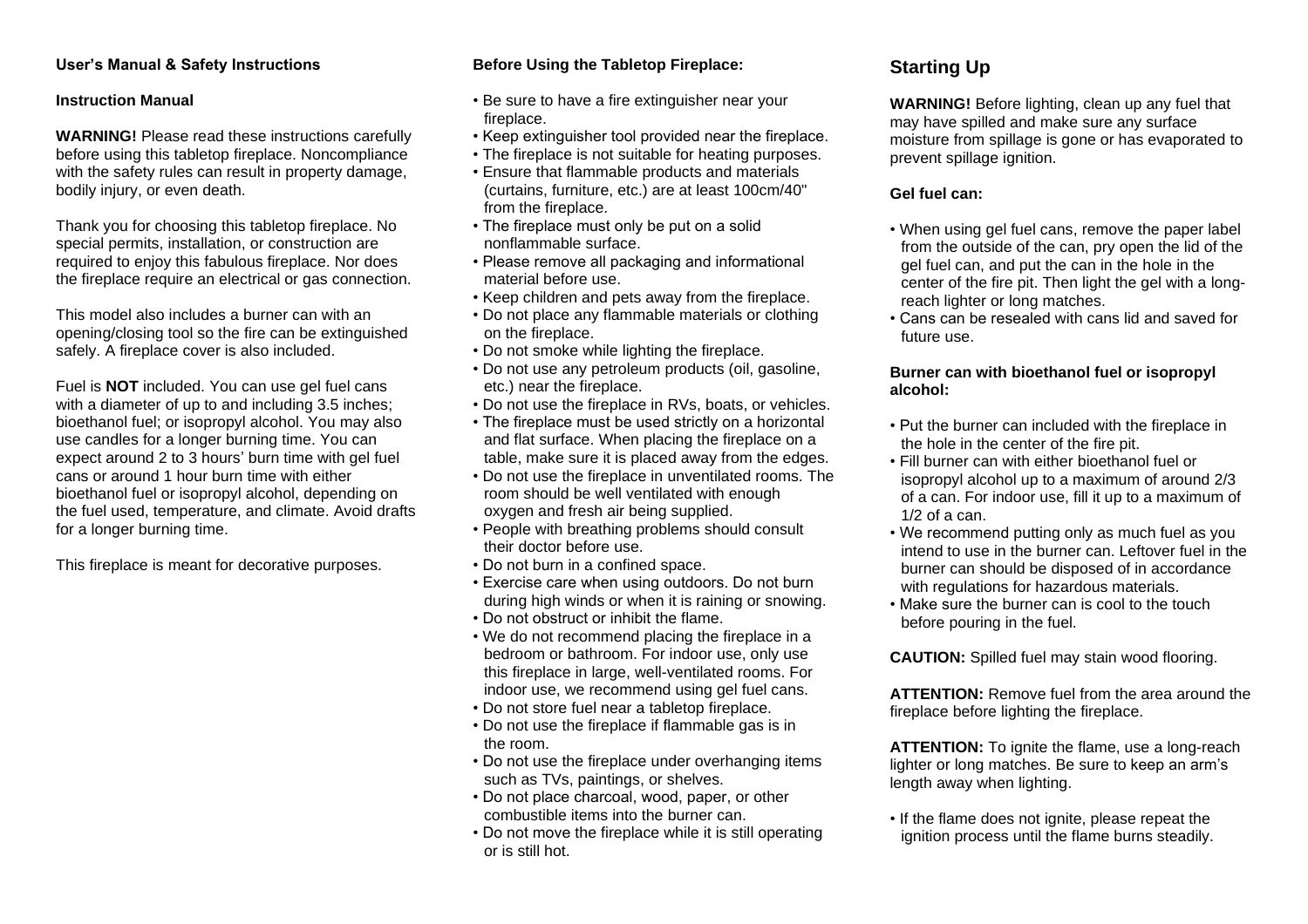**User's Manual & Safety Instructions**

**Instruction Manual**

**WARNING!** Please read these instructions carefully before using this tabletop fireplace. Noncompliance with the safety rules can result in property damage, bodily injury, or even death.

Thank you for choosing this tabletop fireplace. No special permits, installation, or construction are required to enjoy this fabulous fireplace. Nor does the fireplace require an electrical or gas connection.

This model also includes a burner can with an opening/closing tool so the fire can be extinguished safely. A fireplace cover is also included.

Fuel is **NOT** included. You can use gel fuel cans with a diameter of up to and including 3.5 inches; bioethanol fuel; or isopropyl alcohol. You may also use candles for a longer burning time. You can expect around 2 to 3 hours' burn time with gel fuel cans or around 1 hour burn time with either bioethanol fuel or isopropyl alcohol, depending on the fuel used, temperature, and climate. Avoid drafts for a longer burning time.

This fireplace is meant for decorative purposes.

**Before Using the Tabletop Fireplace:**

- Be sure to have a fire extinguisher near your fireplace.
- Keep extinguisher tool provided near the fireplace.
- The fireplace is not suitable for heating purposes.
- Ensure that flammable products and materials (curtains, furniture, etc.) are at least 100cm/40" from the fireplace.
- The fireplace must only be put on a solid nonflammable surface.
- Please remove all packaging and informational material before use.
- Keep children and pets away from the fireplace.
- Do not place any flammable materials or clothing on the fireplace.
- Do not smoke while lighting the fireplace.
- Do not use any petroleum products (oil, gasoline, etc.) near the fireplace.
- Do not use the fireplace in RVs, boats, or vehicles.
- The fireplace must be used strictly on a horizontal and flat surface. When placing the fireplace on a table, make sure it is placed away from the edges.
- Do not use the fireplace in unventilated rooms. The room should be well ventilated with enough oxygen and fresh air being supplied.
- People with breathing problems should consult their doctor before use.
- Do not burn in a confined space.
- Exercise care when using outdoors. Do not burn during high winds or when it is raining or snowing.
- Do not obstruct or inhibit the flame.
- We do not recommend placing the fireplace in a bedroom or bathroom. For indoor use, only use this fireplace in large, well-ventilated rooms. For indoor use, we recommend using gel fuel cans.
- Do not store fuel near a tabletop fireplace.
- Do not use the fireplace if flammable gas is in the room.
- Do not use the fireplace under overhanging items such as TVs, paintings, or shelves.
- Do not place charcoal, wood, paper, or other combustible items into the burner can.
- Do not move the fireplace while it is still operating or is still hot.

## Starting Up

**WARNING!** Before lighting, clean up any fuel that may have spilled and make sure any surface moisture from spillage is gone or has evaporated to prevent spillage ignition.

**Gel fuel can:**

- When using gel fuel cans, remove the paper label from the outside of the can, pry open the lid of the gel fuel can, and put the can in the hole in the center of the fire pit. Then light the gel with a long-reach lighter or long matches.
- Cans can be resealed with cans lid and saved for future use.

**Burner can with bioethanol fuel or isopropyl alcohol:**

- Put the burner can included with the fireplace in the hole in the center of the fire pit.
- Fill burner can with either bioethanol fuel or isopropyl alcohol up to a maximum of around 2/3 of a can. For indoor use, fill it up to a maximum of 1/2 of a can.
- We recommend putting only as much fuel as you intend to use in the burner can. Leftover fuel in the burner can should be disposed of in accordance with regulations for hazardous materials.
- Make sure the burner can is cool to the touch before pouring in the fuel.

**CAUTION:** Spilled fuel may stain wood flooring.

**ATTENTION:** Remove fuel from the area around the fireplace before lighting the fireplace.

**ATTENTION:** To ignite the flame, use a long-reach lighter or long matches. Be sure to keep an arm's length away when lighting.

- If the flame does not ignite, please repeat the ignition process until the flame burns steadily.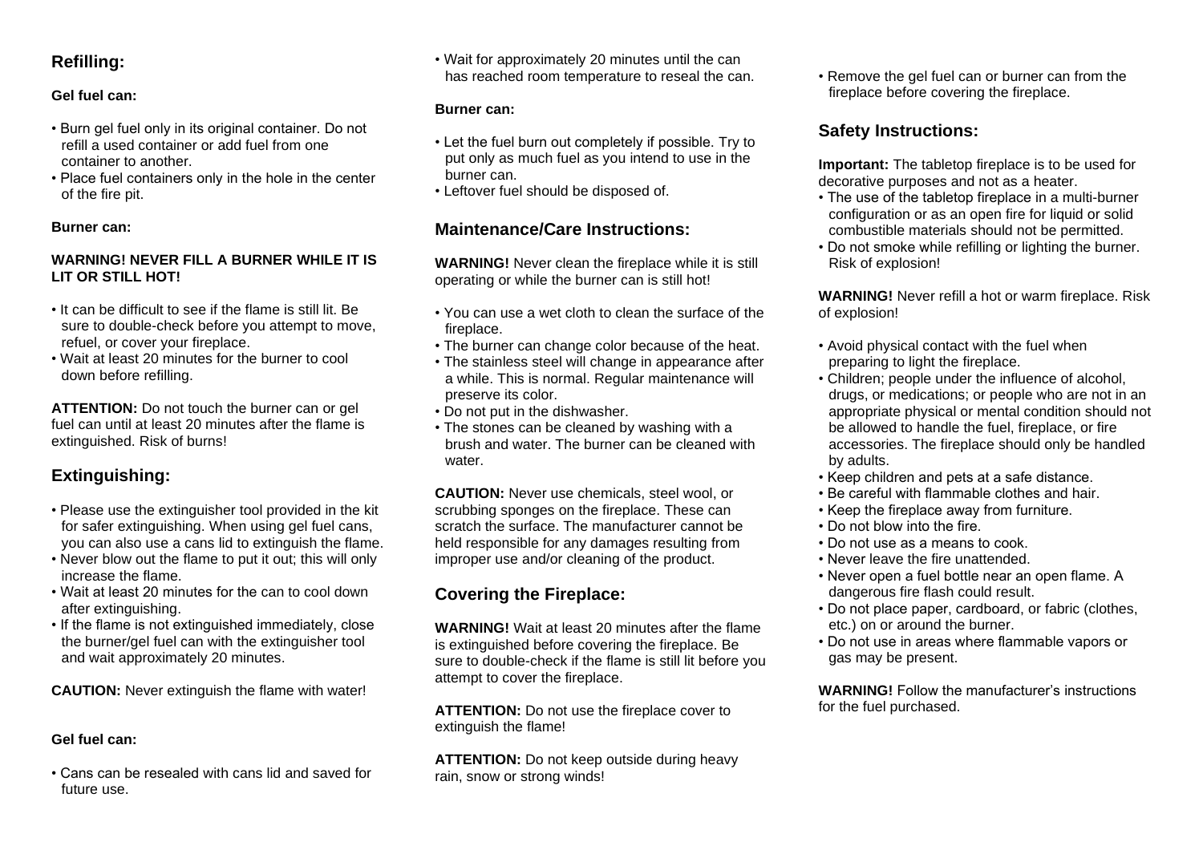## Refilling:

### Gel fuel can:

- Burn gel fuel only in its original container. Do not refill a used container or add fuel from one container to another.
- Place fuel containers only in the hole in the center of the fire pit.

### Burner can:

**WARNING! NEVER FILL A BURNER WHILE IT IS LIT OR STILL HOT!**

- It can be difficult to see if the flame is still lit. Be sure to double-check before you attempt to move, refuel, or cover your fireplace.
- Wait at least 20 minutes for the burner to cool down before refilling.

**ATTENTION:** Do not touch the burner can or gel fuel can until at least 20 minutes after the flame is extinguished. Risk of burns!

## Extinguishing:

- Please use the extinguisher tool provided in the kit for safer extinguishing. When using gel fuel cans, you can also use a cans lid to extinguish the flame.
- Never blow out the flame to put it out; this will only increase the flame.
- Wait at least 20 minutes for the can to cool down after extinguishing.
- If the flame is not extinguished immediately, close the burner/gel fuel can with the extinguisher tool and wait approximately 20 minutes.

**CAUTION:** Never extinguish the flame with water!

### Gel fuel can:

- Cans can be resealed with cans lid and saved for future use.
- Wait for approximately 20 minutes until the can has reached room temperature to reseal the can.

### Burner can:

- Let the fuel burn out completely if possible. Try to put only as much fuel as you intend to use in the burner can.
- Leftover fuel should be disposed of.

## Maintenance/Care Instructions:

**WARNING!** Never clean the fireplace while it is still operating or while the burner can is still hot!

- You can use a wet cloth to clean the surface of the fireplace.
- The burner can change color because of the heat.
- The stainless steel will change in appearance after a while. This is normal. Regular maintenance will preserve its color.
- Do not put in the dishwasher.
- The stones can be cleaned by washing with a brush and water. The burner can be cleaned with water.

**CAUTION:** Never use chemicals, steel wool, or scrubbing sponges on the fireplace. These can scratch the surface. The manufacturer cannot be held responsible for any damages resulting from improper use and/or cleaning of the product.

## Covering the Fireplace:

**WARNING!** Wait at least 20 minutes after the flame is extinguished before covering the fireplace. Be sure to double-check if the flame is still lit before you attempt to cover the fireplace.

**ATTENTION:** Do not use the fireplace cover to extinguish the flame!

**ATTENTION:** Do not keep outside during heavy rain, snow or strong winds!

- Remove the gel fuel can or burner can from the fireplace before covering the fireplace.

## Safety Instructions:

**Important:** The tabletop fireplace is to be used for decorative purposes and not as a heater.

- The use of the tabletop fireplace in a multi-burner configuration or as an open fire for liquid or solid combustible materials should not be permitted.
- Do not smoke while refilling or lighting the burner. Risk of explosion!

**WARNING!** Never refill a hot or warm fireplace. Risk of explosion!

- Avoid physical contact with the fuel when preparing to light the fireplace.
- Children; people under the influence of alcohol, drugs, or medications; or people who are not in an appropriate physical or mental condition should not be allowed to handle the fuel, fireplace, or fire accessories. The fireplace should only be handled by adults.
- Keep children and pets at a safe distance.
- Be careful with flammable clothes and hair.
- Keep the fireplace away from furniture.
- Do not blow into the fire.
- Do not use as a means to cook.
- Never leave the fire unattended.
- Never open a fuel bottle near an open flame. A dangerous fire flash could result.
- Do not place paper, cardboard, or fabric (clothes, etc.) on or around the burner.
- Do not use in areas where flammable vapors or gas may be present.

**WARNING!** Follow the manufacturer's instructions for the fuel purchased.